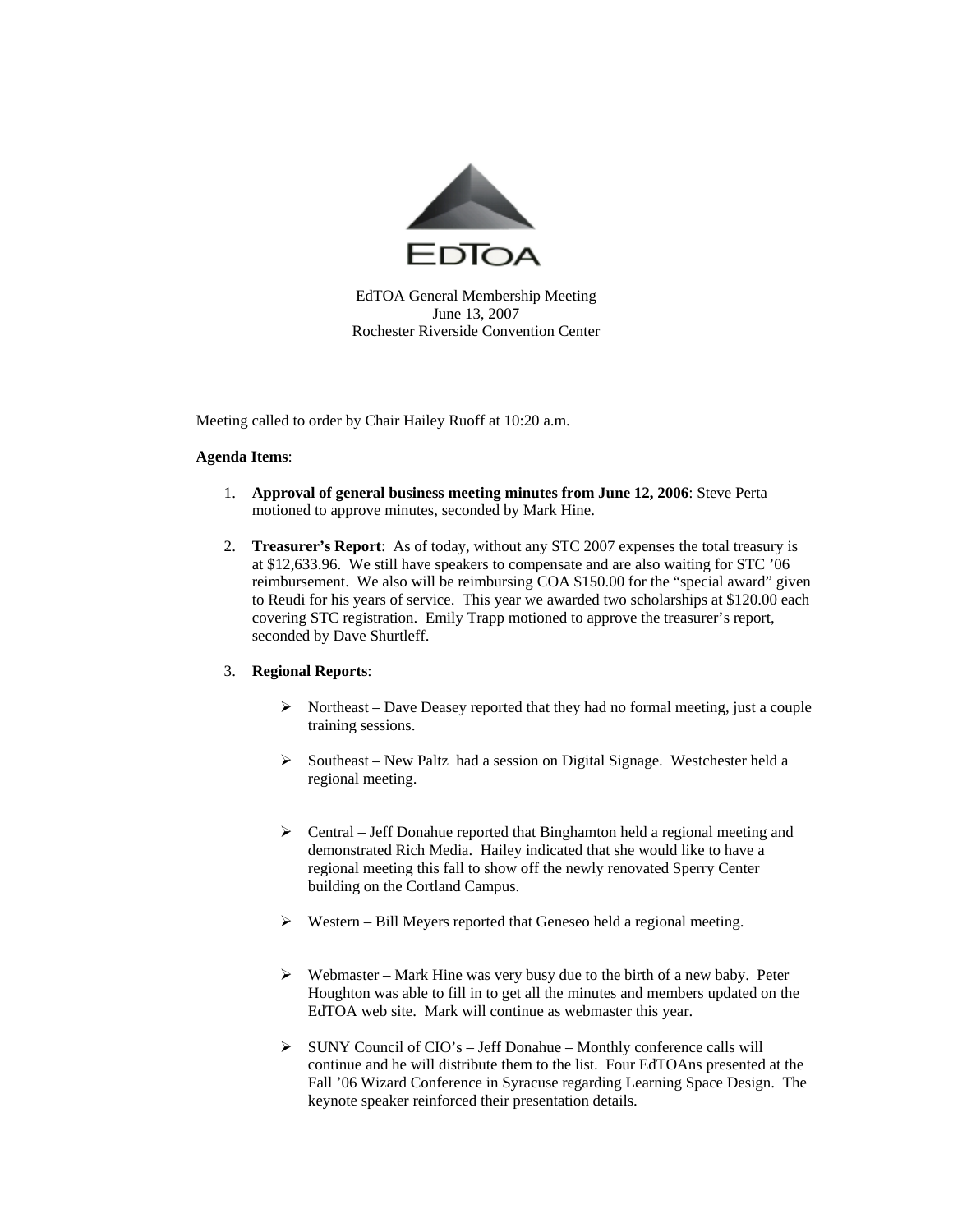EdTOA

EdTOA General Membership Meeting
June 13, 2007
Rochester Riverside Convention Center

Meeting called to order by Chair Hailey Ruoff at 10:20 a.m.

**Agenda Items**:

1. **Approval of general business meeting minutes from June 12, 2006**: Steve Perta motioned to approve minutes, seconded by Mark Hine.

2. **Treasurer's Report**: As of today, without any STC 2007 expenses the total treasury is at $12,633.96. We still have speakers to compensate and are also waiting for STC '06 reimbursement. We also will be reimbursing COA $150.00 for the "special award" given to Reudi for his years of service. This year we awarded two scholarships at $120.00 each covering STC registration. Emily Trapp motioned to approve the treasurer's report, seconded by Dave Shurtleff.

3. **Regional Reports**:

   - Northeast – Dave Deasey reported that they had no formal meeting, just a couple training sessions.

   - Southeast – New Paltz had a session on Digital Signage. Westchester held a regional meeting.

   - Central – Jeff Donahue reported that Binghamton held a regional meeting and demonstrated Rich Media. Hailey indicated that she would like to have a regional meeting this fall to show off the newly renovated Sperry Center building on the Cortland Campus.

   - Western – Bill Meyers reported that Geneseo held a regional meeting.

   - Webmaster – Mark Hine was very busy due to the birth of a new baby. Peter Houghton was able to fill in to get all the minutes and members updated on the EdTOA web site. Mark will continue as webmaster this year.

   - SUNY Council of CIO's – Jeff Donahue – Monthly conference calls will continue and he will distribute them to the list. Four EdTOAns presented at the Fall '06 Wizard Conference in Syracuse regarding Learning Space Design. The keynote speaker reinforced their presentation details.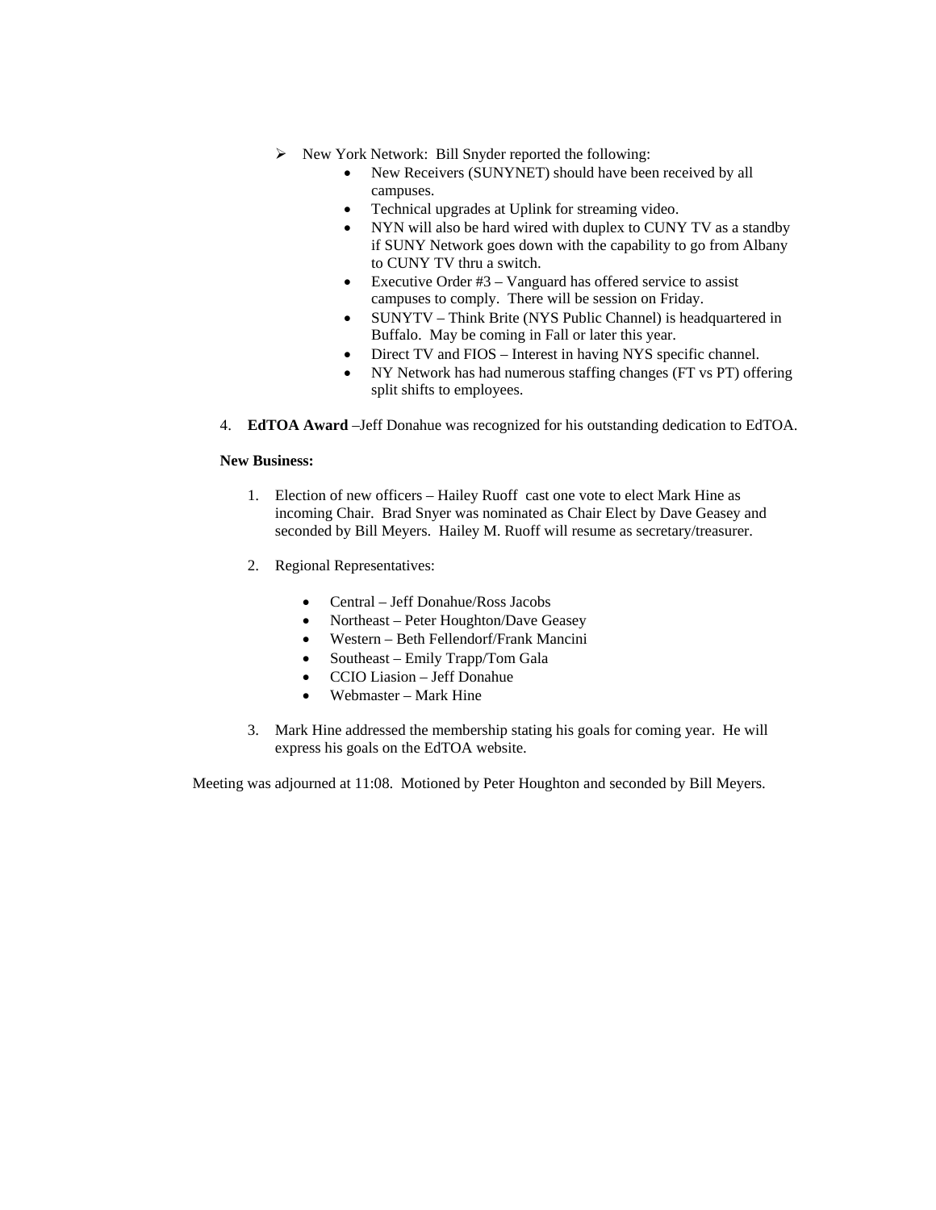- New York Network: Bill Snyder reported the following:
    - New Receivers (SUNYNET) should have been received by all campuses.
    - Technical upgrades at Uplink for streaming video.
    - NYN will also be hard wired with duplex to CUNY TV as a standby if SUNY Network goes down with the capability to go from Albany to CUNY TV thru a switch.
    - Executive Order #3 – Vanguard has offered service to assist campuses to comply. There will be session on Friday.
    - SUNYTV – Think Brite (NYS Public Channel) is headquartered in Buffalo. May be coming in Fall or later this year.
    - Direct TV and FIOS – Interest in having NYS specific channel.
    - NY Network has had numerous staffing changes (FT vs PT) offering split shifts to employees.

4. **EdTOA Award** –Jeff Donahue was recognized for his outstanding dedication to EdTOA.

**New Business:**

1. Election of new officers – Hailey Ruoff cast one vote to elect Mark Hine as incoming Chair. Brad Snyer was nominated as Chair Elect by Dave Geasey and seconded by Bill Meyers. Hailey M. Ruoff will resume as secretary/treasurer.

2. Regional Representatives:

    - Central – Jeff Donahue/Ross Jacobs
    - Northeast – Peter Houghton/Dave Geasey
    - Western – Beth Fellendorf/Frank Mancini
    - Southeast – Emily Trapp/Tom Gala
    - CCIO Liasion – Jeff Donahue
    - Webmaster – Mark Hine

3. Mark Hine addressed the membership stating his goals for coming year. He will express his goals on the EdTOA website.

Meeting was adjourned at 11:08. Motioned by Peter Houghton and seconded by Bill Meyers.